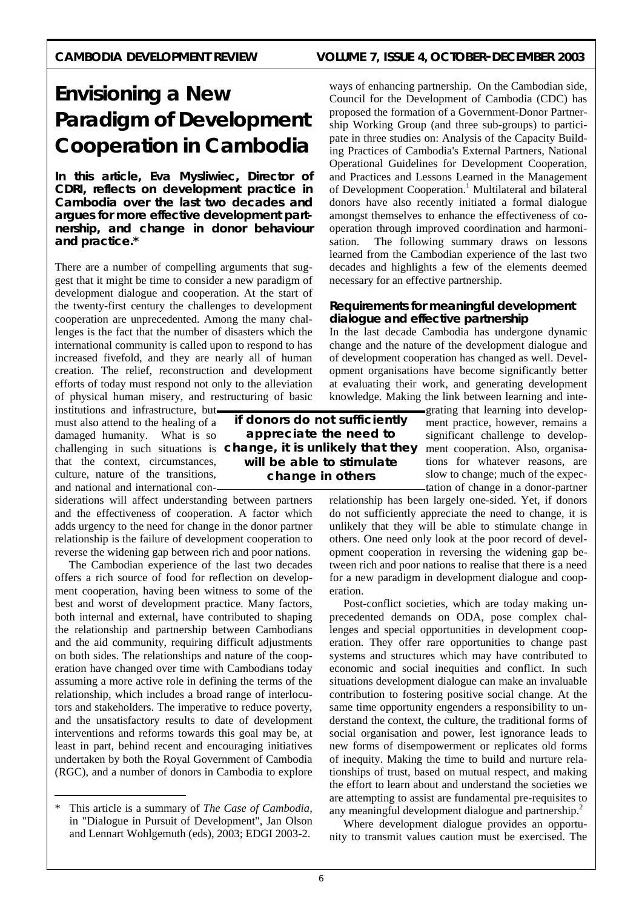# Envisioning a New Paradigm of Development Cooperation in Cambodia

**In this article, Eva Mysliwiec, Director of CDRI, reflects on development practice in Cambodia over the last two decades and argues for more effective development partnership, and change in donor behaviour and practice.***

There are a number of compelling arguments that suggest that it might be time to consider a new paradigm of development dialogue and cooperation. At the start of the twenty-first century the challenges to development cooperation are unprecedented. Among the many challenges is the fact that the number of disasters which the international community is called upon to respond to has increased fivefold, and they are nearly all of human creation. The relief, reconstruction and development efforts of today must respond not only to the alleviation of physical human misery, and restructuring of basic institutions and infrastructure, but must also attend to the healing of a damaged humanity. What is so challenging in such situations is that the context, circumstances, culture, nature of the transitions, and national and international considerations will affect understanding between partners and the effectiveness of cooperation. A factor which adds urgency to the need for change in the donor partner relationship is the failure of development cooperation to reverse the widening gap between rich and poor nations.

The Cambodian experience of the last two decades offers a rich source of food for reflection on development cooperation, having been witness to some of the best and worst of development practice. Many factors, both internal and external, have contributed to shaping the relationship and partnership between Cambodians and the aid community, requiring difficult adjustments on both sides. The relationships and nature of the cooperation have changed over time with Cambodians today assuming a more active role in defining the terms of the relationship, which includes a broad range of interlocutors and stakeholders. The imperative to reduce poverty, and the unsatisfactory results to date of development interventions and reforms towards this goal may be, at least in part, behind recent and encouraging initiatives undertaken by both the Royal Government of Cambodia (RGC), and a number of donors in Cambodia to explore ways of enhancing partnership. On the Cambodian side, Council for the Development of Cambodia (CDC) has proposed the formation of a Government-Donor Partnership Working Group (and three sub-groups) to participate in three studies on: Analysis of the Capacity Building Practices of Cambodia's External Partners, National Operational Guidelines for Development Cooperation, and Practices and Lessons Learned in the Management of Development Cooperation.[1] Multilateral and bilateral donors have also recently initiated a formal dialogue amongst themselves to enhance the effectiveness of cooperation through improved coordination and harmonisation. The following summary draws on lessons learned from the Cambodian experience of the last two decades and highlights a few of the elements deemed necessary for an effective partnership.

## Requirements for meaningful development dialogue and effective partnership

In the last decade Cambodia has undergone dynamic change and the nature of the development dialogue and of development cooperation has changed as well. Development organisations have become significantly better at evaluating their work, and generating development knowledge. Making the link between learning and integrating that learning into development practice, however, remains a significant challenge to development cooperation. Also, organisations for whatever reasons, are slow to change; much of the expectation of change in a donor-partner relationship has been largely one-sided. Yet, if donors do not sufficiently appreciate the need to change, it is unlikely that they will be able to stimulate change in others. One need only look at the poor record of development cooperation in reversing the widening gap between rich and poor nations to realise that there is a need for a new paradigm in development dialogue and cooperation.

> **if donors do not sufficiently appreciate the need to change, it is unlikely that they will be able to stimulate change in others**

Post-conflict societies, which are today making unprecedented demands on ODA, pose complex challenges and special opportunities in development cooperation. They offer rare opportunities to change past systems and structures which may have contributed to economic and social inequities and conflict. In such situations development dialogue can make an invaluable contribution to fostering positive social change. At the same time opportunity engenders a responsibility to understand the context, the culture, the traditional forms of social organisation and power, lest ignorance leads to new forms of disempowerment or replicates old forms of inequity. Making the time to build and nurture relationships of trust, based on mutual respect, and making the effort to learn about and understand the societies we are attempting to assist are fundamental pre-requisites to any meaningful development dialogue and partnership.[2]

Where development dialogue provides an opportunity to transmit values caution must be exercised. The

---

\* This article is a summary of *The Case of Cambodia,* in "Dialogue in Pursuit of Development", Jan Olson and Lennart Wohlgemuth (eds), 2003; EDGI 2003-2.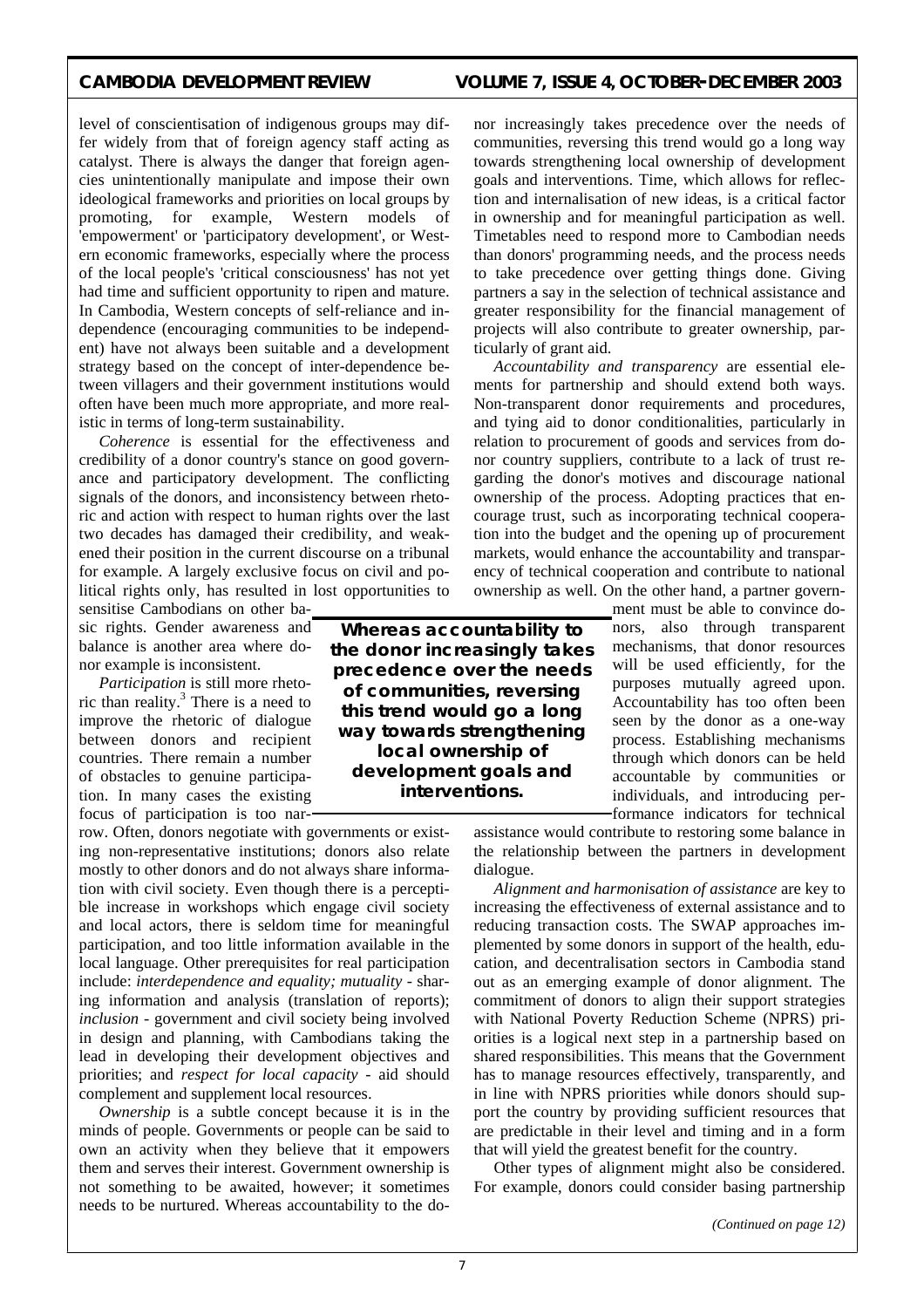level of conscientisation of indigenous groups may differ widely from that of foreign agency staff acting as catalyst. There is always the danger that foreign agencies unintentionally manipulate and impose their own ideological frameworks and priorities on local groups by promoting, for example, Western models of 'empowerment' or 'participatory development', or Western economic frameworks, especially where the process of the local people's 'critical consciousness' has not yet had time and sufficient opportunity to ripen and mature. In Cambodia, Western concepts of self-reliance and independence (encouraging communities to be independent) have not always been suitable and a development strategy based on the concept of inter-dependence between villagers and their government institutions would often have been much more appropriate, and more realistic in terms of long-term sustainability.

*Coherence* is essential for the effectiveness and credibility of a donor country's stance on good governance and participatory development. The conflicting signals of the donors, and inconsistency between rhetoric and action with respect to human rights over the last two decades has damaged their credibility, and weakened their position in the current discourse on a tribunal for example. A largely exclusive focus on civil and political rights only, has resulted in lost opportunities to sensitise Cambodians on other basic rights. Gender awareness and balance is another area where donor engagement is inconsistent.

*Participation* is still more rhetoric than reality.[3] There is a need to improve the rhetoric of dialogue between donors and recipient countries. There remain a number of obstacles to genuine participation. In many cases the existing focus of participation is too narrow. Often, donors negotiate with governments or existing non-representative institutions; donors also relate mostly to other donors and do not always share information with civil society. Even though there is a perceptible increase in workshops which engage civil society and local actors, there is seldom time for meaningful participation, and too little information available in the local language. Other prerequisites for real participation include: *interdependence and equality; mutuality* - sharing information and analysis (translation of reports); *inclusion* - government and civil society being involved in design and planning, with Cambodians taking the lead in developing their development objectives and priorities; and *respect for local capacity* - aid should complement and supplement local resources.

*Ownership* is a subtle concept because it is in the minds of people. Governments or people can be said to own an activity when they believe that it empowers them and serves their interest. Government ownership is not something to be awaited, however; it sometimes needs to be nurtured. Whereas accountability to the donor increasingly takes precedence over the needs of communities, reversing this trend would go a long way towards strengthening local ownership of development goals and interventions. Time, which allows for reflection and internalisation of new ideas, is a critical factor in ownership and for meaningful participation as well. Timetables need to respond more to Cambodian needs than donors' programming needs, and the process needs to take precedence over getting things done. Giving partners a say in the selection of technical assistance and greater responsibility for the financial management of projects will also contribute to greater ownership, particularly of grant aid.

**Whereas accountability to the donor increasingly takes precedence over the needs of communities, reversing this trend would go a long way towards strengthening local ownership of development goals and interventions.**

*Accountability and transparency* are essential elements for partnership and should extend both ways. Non-transparent donor requirements and procedures, and tying aid to donor conditionalities, particularly in relation to procurement of goods and services from donor country suppliers, contribute to a lack of trust regarding the donor's motives and discourage national ownership of the process. Adopting practices that encourage trust, such as incorporating technical cooperation into the budget and the opening up of procurement markets, would enhance the accountability and transparency of technical cooperation and contribute to national ownership as well. On the other hand, a partner government must be able to convince donors, also through transparent mechanisms, that donor resources will be used efficiently, for the purposes mutually agreed upon. Accountability has too often been seen by the donor as a one-way process. Establishing mechanisms through which donors can be held accountable by communities or individuals, and introducing performance indicators for technical assistance would contribute to restoring some balance in the relationship between the partners in development dialogue.

*Alignment and harmonisation of assistance* are key to increasing the effectiveness of external assistance and to reducing transaction costs. The SWAP approaches implemented by some donors in support of the health, education, and decentralisation sectors in Cambodia stand out as an emerging example of donor alignment. The commitment of donors to align their support strategies with National Poverty Reduction Scheme (NPRS) priorities is a logical next step in a partnership based on shared responsibilities. This means that the Government has to manage resources effectively, transparently, and in line with NPRS priorities while donors should support the country by providing sufficient resources that are predictable in their level and timing and in a form that will yield the greatest benefit for the country.

Other types of alignment might also be considered. For example, donors could consider basing partnership

*(Continued on page 12)*